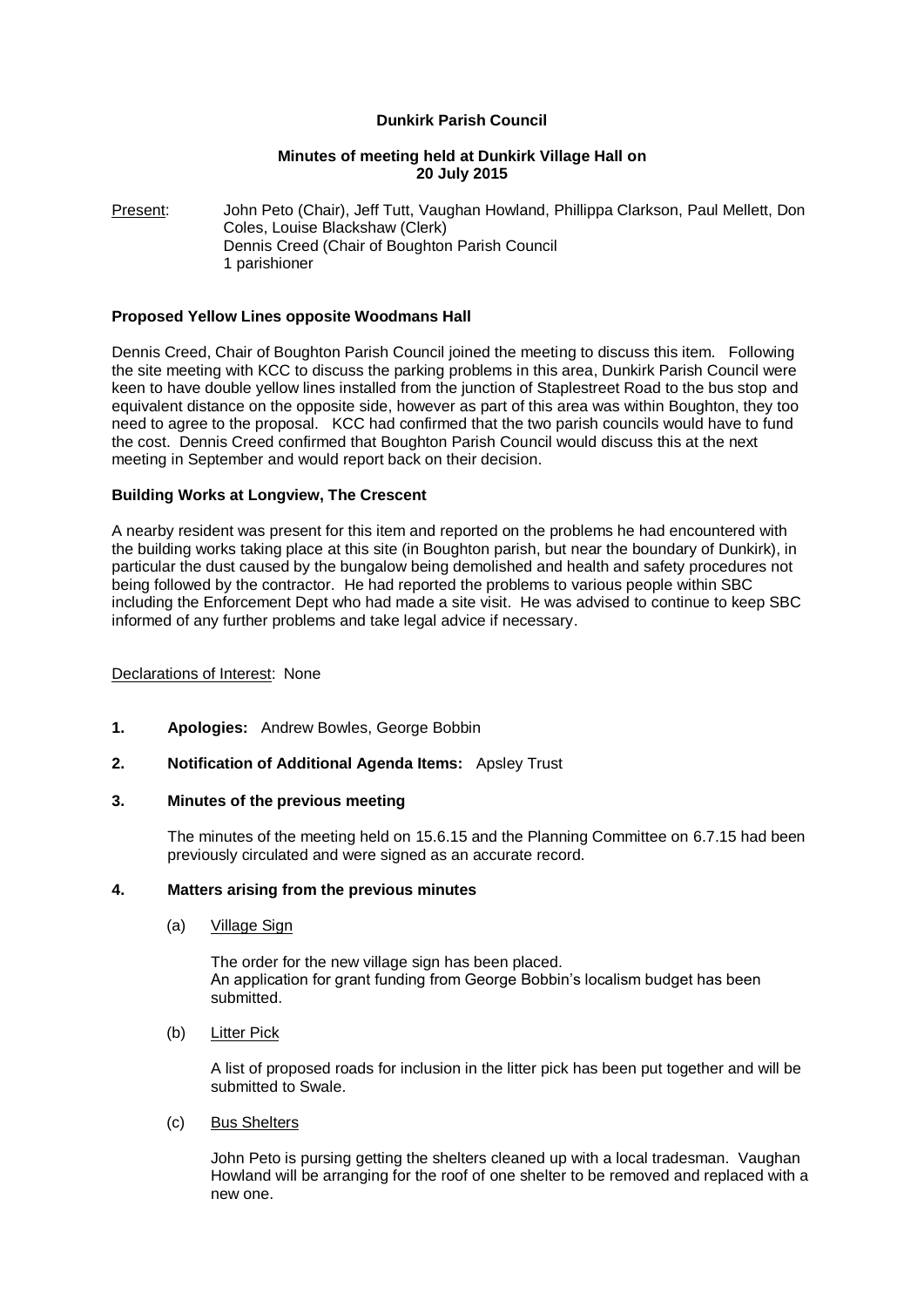**Dunkirk Parish Council**

**Minutes of meeting held at Dunkirk Village Hall on 20 July 2015**

Present: John Peto (Chair), Jeff Tutt, Vaughan Howland, Phillippa Clarkson, Paul Mellett, Don Coles, Louise Blackshaw (Clerk)
Dennis Creed (Chair of Boughton Parish Council
1 parishioner

**Proposed Yellow Lines opposite Woodmans Hall**

Dennis Creed, Chair of Boughton Parish Council joined the meeting to discuss this item. Following the site meeting with KCC to discuss the parking problems in this area, Dunkirk Parish Council were keen to have double yellow lines installed from the junction of Staplestreet Road to the bus stop and equivalent distance on the opposite side, however as part of this area was within Boughton, they too need to agree to the proposal. KCC had confirmed that the two parish councils would have to fund the cost. Dennis Creed confirmed that Boughton Parish Council would discuss this at the next meeting in September and would report back on their decision.

**Building Works at Longview, The Crescent**

A nearby resident was present for this item and reported on the problems he had encountered with the building works taking place at this site (in Boughton parish, but near the boundary of Dunkirk), in particular the dust caused by the bungalow being demolished and health and safety procedures not being followed by the contractor. He had reported the problems to various people within SBC including the Enforcement Dept who had made a site visit. He was advised to continue to keep SBC informed of any further problems and take legal advice if necessary.

Declarations of Interest: None

**1. Apologies:** Andrew Bowles, George Bobbin

**2. Notification of Additional Agenda Items:** Apsley Trust

**3. Minutes of the previous meeting**

The minutes of the meeting held on 15.6.15 and the Planning Committee on 6.7.15 had been previously circulated and were signed as an accurate record.

**4. Matters arising from the previous minutes**

(a) Village Sign

The order for the new village sign has been placed.
An application for grant funding from George Bobbin's localism budget has been submitted.

(b) Litter Pick

A list of proposed roads for inclusion in the litter pick has been put together and will be submitted to Swale.

(c) Bus Shelters

John Peto is pursing getting the shelters cleaned up with a local tradesman. Vaughan Howland will be arranging for the roof of one shelter to be removed and replaced with a new one.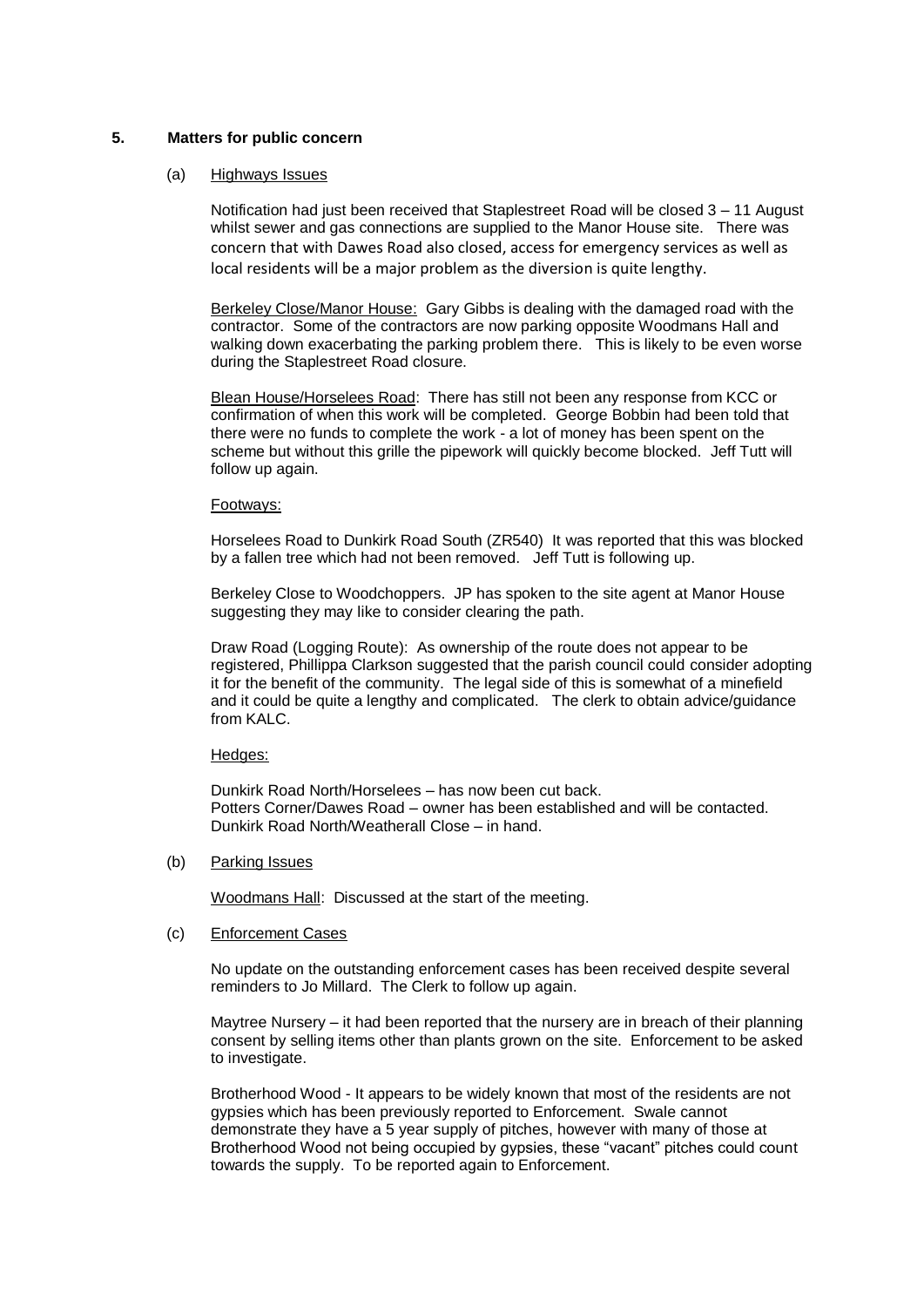## 5. Matters for public concern

### (a) Highways Issues

Notification had just been received that Staplestreet Road will be closed 3 – 11 August whilst sewer and gas connections are supplied to the Manor House site. There was concern that with Dawes Road also closed, access for emergency services as well as local residents will be a major problem as the diversion is quite lengthy.

Berkeley Close/Manor House: Gary Gibbs is dealing with the damaged road with the contractor. Some of the contractors are now parking opposite Woodmans Hall and walking down exacerbating the parking problem there. This is likely to be even worse during the Staplestreet Road closure.

Blean House/Horselees Road: There has still not been any response from KCC or confirmation of when this work will be completed. George Bobbin had been told that there were no funds to complete the work - a lot of money has been spent on the scheme but without this grille the pipework will quickly become blocked. Jeff Tutt will follow up again.

Footways:

Horselees Road to Dunkirk Road South (ZR540) It was reported that this was blocked by a fallen tree which had not been removed. Jeff Tutt is following up.

Berkeley Close to Woodchoppers. JP has spoken to the site agent at Manor House suggesting they may like to consider clearing the path.

Draw Road (Logging Route): As ownership of the route does not appear to be registered, Phillippa Clarkson suggested that the parish council could consider adopting it for the benefit of the community. The legal side of this is somewhat of a minefield and it could be quite a lengthy and complicated. The clerk to obtain advice/guidance from KALC.

Hedges:

Dunkirk Road North/Horselees – has now been cut back.
Potters Corner/Dawes Road – owner has been established and will be contacted.
Dunkirk Road North/Weatherall Close – in hand.

### (b) Parking Issues

Woodmans Hall: Discussed at the start of the meeting.

### (c) Enforcement Cases

No update on the outstanding enforcement cases has been received despite several reminders to Jo Millard. The Clerk to follow up again.

Maytree Nursery – it had been reported that the nursery are in breach of their planning consent by selling items other than plants grown on the site. Enforcement to be asked to investigate.

Brotherhood Wood - It appears to be widely known that most of the residents are not gypsies which has been previously reported to Enforcement. Swale cannot demonstrate they have a 5 year supply of pitches, however with many of those at Brotherhood Wood not being occupied by gypsies, these "vacant" pitches could count towards the supply. To be reported again to Enforcement.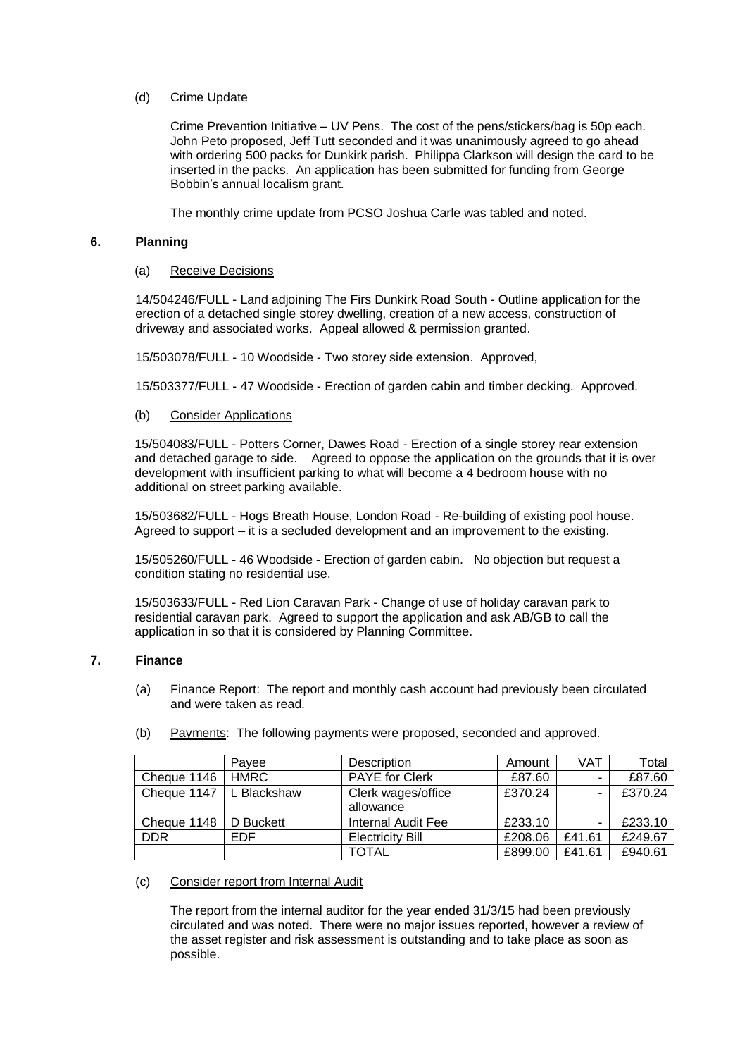(d) Crime Update

Crime Prevention Initiative – UV Pens. The cost of the pens/stickers/bag is 50p each. John Peto proposed, Jeff Tutt seconded and it was unanimously agreed to go ahead with ordering 500 packs for Dunkirk parish. Philippa Clarkson will design the card to be inserted in the packs. An application has been submitted for funding from George Bobbin's annual localism grant.

The monthly crime update from PCSO Joshua Carle was tabled and noted.

## 6. Planning

(a) Receive Decisions

14/504246/FULL - Land adjoining The Firs Dunkirk Road South - Outline application for the erection of a detached single storey dwelling, creation of a new access, construction of driveway and associated works. Appeal allowed & permission granted.

15/503078/FULL - 10 Woodside - Two storey side extension. Approved,

15/503377/FULL - 47 Woodside - Erection of garden cabin and timber decking. Approved.

(b) Consider Applications

15/504083/FULL - Potters Corner, Dawes Road - Erection of a single storey rear extension and detached garage to side. Agreed to oppose the application on the grounds that it is over development with insufficient parking to what will become a 4 bedroom house with no additional on street parking available.

15/503682/FULL - Hogs Breath House, London Road - Re-building of existing pool house. Agreed to support – it is a secluded development and an improvement to the existing.

15/505260/FULL - 46 Woodside - Erection of garden cabin. No objection but request a condition stating no residential use.

15/503633/FULL - Red Lion Caravan Park - Change of use of holiday caravan park to residential caravan park. Agreed to support the application and ask AB/GB to call the application in so that it is considered by Planning Committee.

## 7. Finance

(a) Finance Report: The report and monthly cash account had previously been circulated and were taken as read.

(b) Payments: The following payments were proposed, seconded and approved.

| | Payee | Description | Amount | VAT | Total |
|---|---|---|---|---|---|
| Cheque 1146 | HMRC | PAYE for Clerk | £87.60 | - | £87.60 |
| Cheque 1147 | L Blackshaw | Clerk wages/office allowance | £370.24 | - | £370.24 |
| Cheque 1148 | D Buckett | Internal Audit Fee | £233.10 | - | £233.10 |
| DDR | EDF | Electricity Bill | £208.06 | £41.61 | £249.67 |
| | | TOTAL | £899.00 | £41.61 | £940.61 |

(c) Consider report from Internal Audit

The report from the internal auditor for the year ended 31/3/15 had been previously circulated and was noted. There were no major issues reported, however a review of the asset register and risk assessment is outstanding and to take place as soon as possible.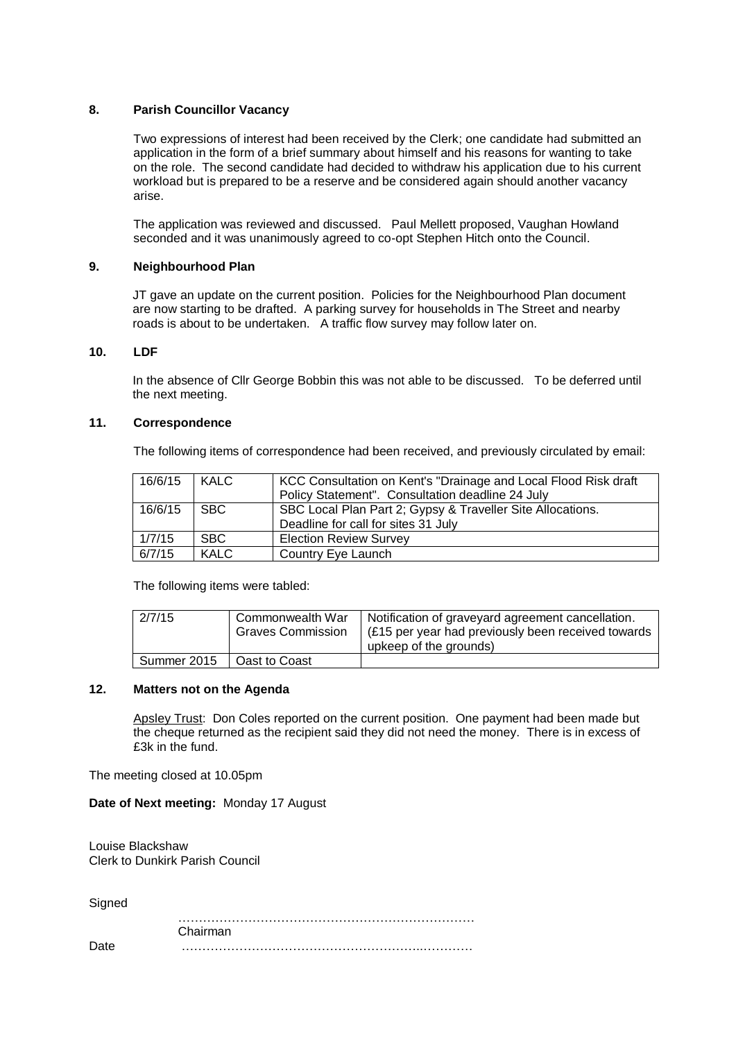## 8. Parish Councillor Vacancy

Two expressions of interest had been received by the Clerk; one candidate had submitted an application in the form of a brief summary about himself and his reasons for wanting to take on the role. The second candidate had decided to withdraw his application due to his current workload but is prepared to be a reserve and be considered again should another vacancy arise.

The application was reviewed and discussed. Paul Mellett proposed, Vaughan Howland seconded and it was unanimously agreed to co-opt Stephen Hitch onto the Council.

## 9. Neighbourhood Plan

JT gave an update on the current position. Policies for the Neighbourhood Plan document are now starting to be drafted. A parking survey for households in The Street and nearby roads is about to be undertaken. A traffic flow survey may follow later on.

## 10. LDF

In the absence of Cllr George Bobbin this was not able to be discussed. To be deferred until the next meeting.

## 11. Correspondence

The following items of correspondence had been received, and previously circulated by email:

| | | |
|---|---|---|
| 16/6/15 | KALC | KCC Consultation on Kent's "Drainage and Local Flood Risk draft Policy Statement". Consultation deadline 24 July |
| 16/6/15 | SBC | SBC Local Plan Part 2; Gypsy & Traveller Site Allocations. Deadline for call for sites 31 July |
| 1/7/15 | SBC | Election Review Survey |
| 6/7/15 | KALC | Country Eye Launch |

The following items were tabled:

| | | |
|---|---|---|
| 2/7/15 | Commonwealth War Graves Commission | Notification of graveyard agreement cancellation. (£15 per year had previously been received towards upkeep of the grounds) |
| Summer 2015 | Oast to Coast | |

## 12. Matters not on the Agenda

Apsley Trust: Don Coles reported on the current position. One payment had been made but the cheque returned as the recipient said they did not need the money. There is in excess of £3k in the fund.

The meeting closed at 10.05pm

**Date of Next meeting:** Monday 17 August

Louise Blackshaw
Clerk to Dunkirk Parish Council

Signed ……………………………………………………………
Chairman

Date ……………………………………………………………